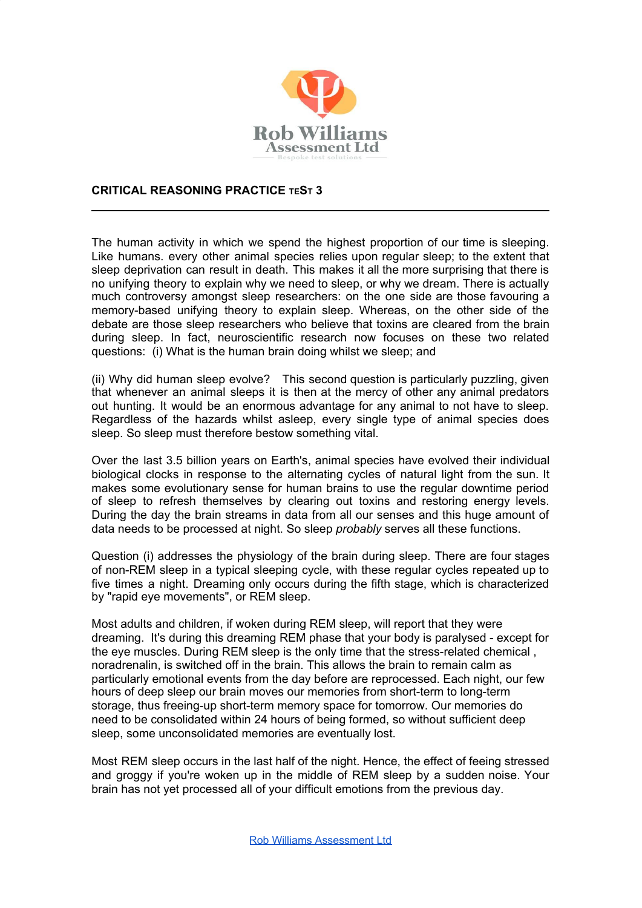Rob Williams
Assessment Ltd
Bespoke test solutions

**CRITICAL REASONING PRACTICE TEST 3**

---

The human activity in which we spend the highest proportion of our time is sleeping. Like humans. every other animal species relies upon regular sleep; to the extent that sleep deprivation can result in death. This makes it all the more surprising that there is no unifying theory to explain why we need to sleep, or why we dream. There is actually much controversy amongst sleep researchers: on the one side are those favouring a memory-based unifying theory to explain sleep. Whereas, on the other side of the debate are those sleep researchers who believe that toxins are cleared from the brain during sleep. In fact, neuroscientific research now focuses on these two related questions: (i) What is the human brain doing whilst we sleep; and

(ii) Why did human sleep evolve? This second question is particularly puzzling, given that whenever an animal sleeps it is then at the mercy of other any animal predators out hunting. It would be an enormous advantage for any animal to not have to sleep. Regardless of the hazards whilst asleep, every single type of animal species does sleep. So sleep must therefore bestow something vital.

Over the last 3.5 billion years on Earth's, animal species have evolved their individual biological clocks in response to the alternating cycles of natural light from the sun. It makes some evolutionary sense for human brains to use the regular downtime period of sleep to refresh themselves by clearing out toxins and restoring energy levels. During the day the brain streams in data from all our senses and this huge amount of data needs to be processed at night. So sleep *probably* serves all these functions.

Question (i) addresses the physiology of the brain during sleep. There are four stages of non-REM sleep in a typical sleeping cycle, with these regular cycles repeated up to five times a night. Dreaming only occurs during the fifth stage, which is characterized by "rapid eye movements", or REM sleep.

Most adults and children, if woken during REM sleep, will report that they were dreaming. It's during this dreaming REM phase that your body is paralysed - except for the eye muscles. During REM sleep is the only time that the stress-related chemical , noradrenalin, is switched off in the brain. This allows the brain to remain calm as particularly emotional events from the day before are reprocessed. Each night, our few hours of deep sleep our brain moves our memories from short-term to long-term storage, thus freeing-up short-term memory space for tomorrow. Our memories do need to be consolidated within 24 hours of being formed, so without sufficient deep sleep, some unconsolidated memories are eventually lost.

Most REM sleep occurs in the last half of the night. Hence, the effect of feeing stressed and groggy if you're woken up in the middle of REM sleep by a sudden noise. Your brain has not yet processed all of your difficult emotions from the previous day.

[Rob Williams Assessment Ltd]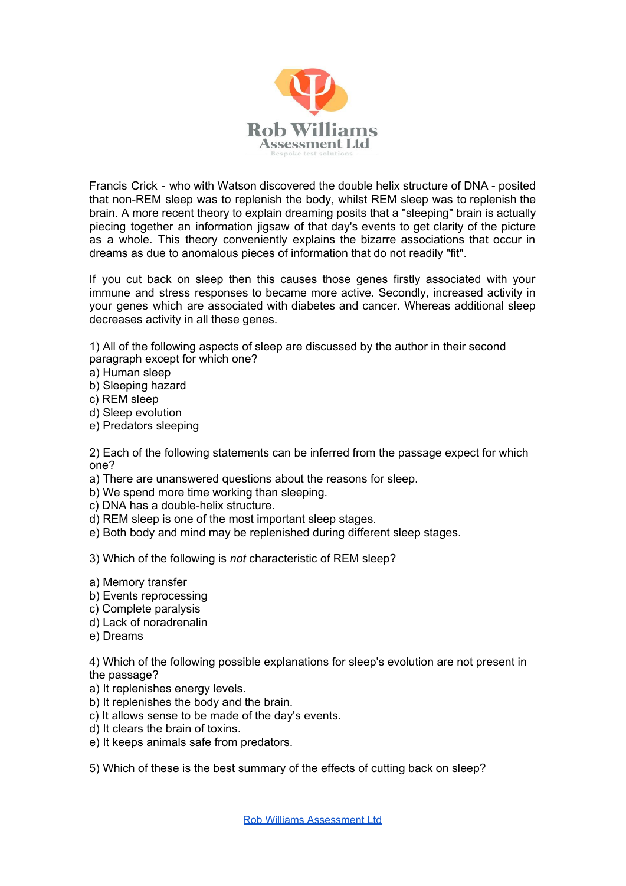Francis Crick - who with Watson discovered the double helix structure of DNA - posited that non-REM sleep was to replenish the body, whilst REM sleep was to replenish the brain. A more recent theory to explain dreaming posits that a "sleeping" brain is actually piecing together an information jigsaw of that day's events to get clarity of the picture as a whole. This theory conveniently explains the bizarre associations that occur in dreams as due to anomalous pieces of information that do not readily "fit".

If you cut back on sleep then this causes those genes firstly associated with your immune and stress responses to became more active. Secondly, increased activity in your genes which are associated with diabetes and cancer. Whereas additional sleep decreases activity in all these genes.

1) All of the following aspects of sleep are discussed by the author in their second paragraph except for which one?
a) Human sleep
b) Sleeping hazard
c) REM sleep
d) Sleep evolution
e) Predators sleeping

2) Each of the following statements can be inferred from the passage expect for which one?
a) There are unanswered questions about the reasons for sleep.
b) We spend more time working than sleeping.
c) DNA has a double-helix structure.
d) REM sleep is one of the most important sleep stages.
e) Both body and mind may be replenished during different sleep stages.

3) Which of the following is *not* characteristic of REM sleep?

a) Memory transfer
b) Events reprocessing
c) Complete paralysis
d) Lack of noradrenalin
e) Dreams

4) Which of the following possible explanations for sleep's evolution are not present in the passage?
a) It replenishes energy levels.
b) It replenishes the body and the brain.
c) It allows sense to be made of the day's events.
d) It clears the brain of toxins.
e) It keeps animals safe from predators.

5) Which of these is the best summary of the effects of cutting back on sleep?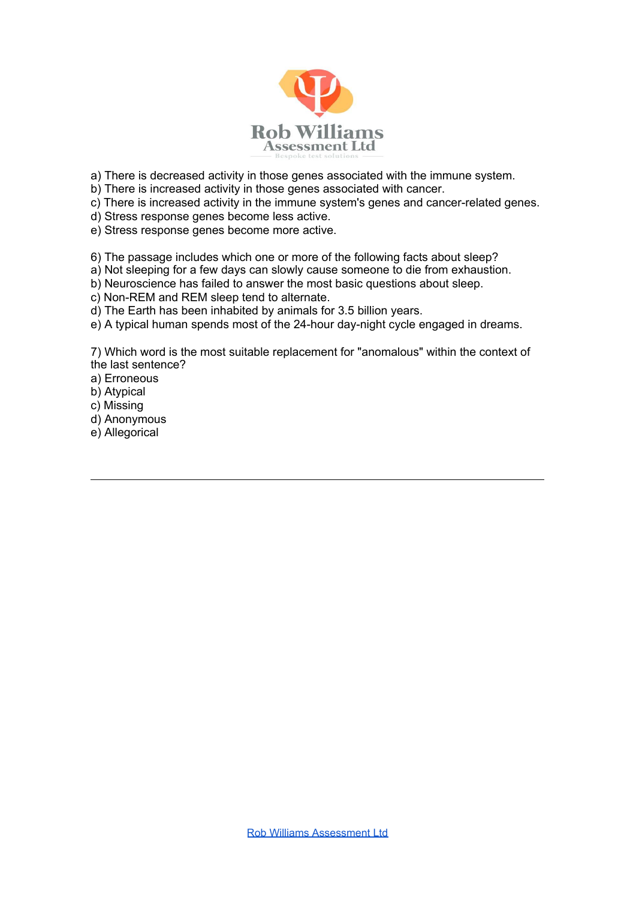a) There is decreased activity in those genes associated with the immune system.
b) There is increased activity in those genes associated with cancer.
c) There is increased activity in the immune system's genes and cancer-related genes.
d) Stress response genes become less active.
e) Stress response genes become more active.

6) The passage includes which one or more of the following facts about sleep?
a) Not sleeping for a few days can slowly cause someone to die from exhaustion.
b) Neuroscience has failed to answer the most basic questions about sleep.
c) Non-REM and REM sleep tend to alternate.
d) The Earth has been inhabited by animals for 3.5 billion years.
e) A typical human spends most of the 24-hour day-night cycle engaged in dreams.

7) Which word is the most suitable replacement for "anomalous" within the context of the last sentence?
a) Erroneous
b) Atypical
c) Missing
d) Anonymous
e) Allegorical

---